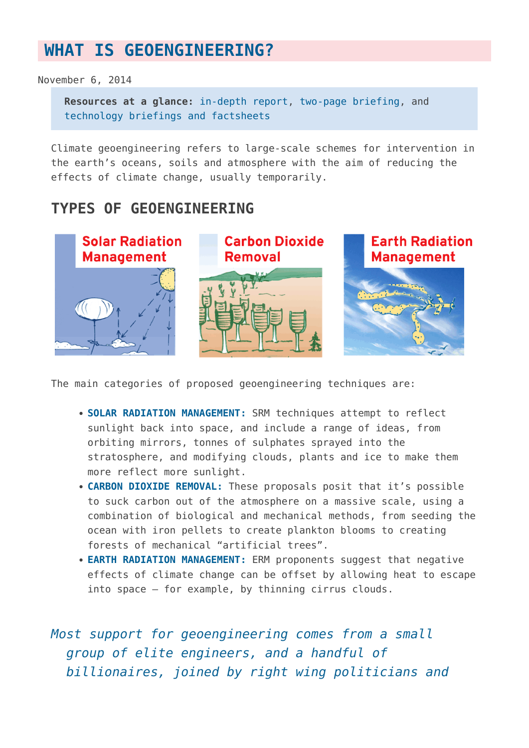# WHAT IS GEOENGINEERING?

November 6, 2014

> **Resources at a glance:** in-depth report, two-page briefing, and technology briefings and factsheets

Climate geoengineering refers to large-scale schemes for intervention in the earth's oceans, soils and atmosphere with the aim of reducing the effects of climate change, usually temporarily.

## TYPES OF GEOENGINEERING

Solar Radiation Management

Carbon Dioxide Removal

Earth Radiation Management

The main categories of proposed geoengineering techniques are:

- **SOLAR RADIATION MANAGEMENT:** SRM techniques attempt to reflect sunlight back into space, and include a range of ideas, from orbiting mirrors, tonnes of sulphates sprayed into the stratosphere, and modifying clouds, plants and ice to make them more reflect more sunlight.
- **CARBON DIOXIDE REMOVAL:** These proposals posit that it's possible to suck carbon out of the atmosphere on a massive scale, using a combination of biological and mechanical methods, from seeding the ocean with iron pellets to create plankton blooms to creating forests of mechanical "artificial trees".
- **EARTH RADIATION MANAGEMENT:** ERM proponents suggest that negative effects of climate change can be offset by allowing heat to escape into space – for example, by thinning cirrus clouds.

> *Most support for geoengineering comes from a small group of elite engineers, and a handful of billionaires, joined by right wing politicians and*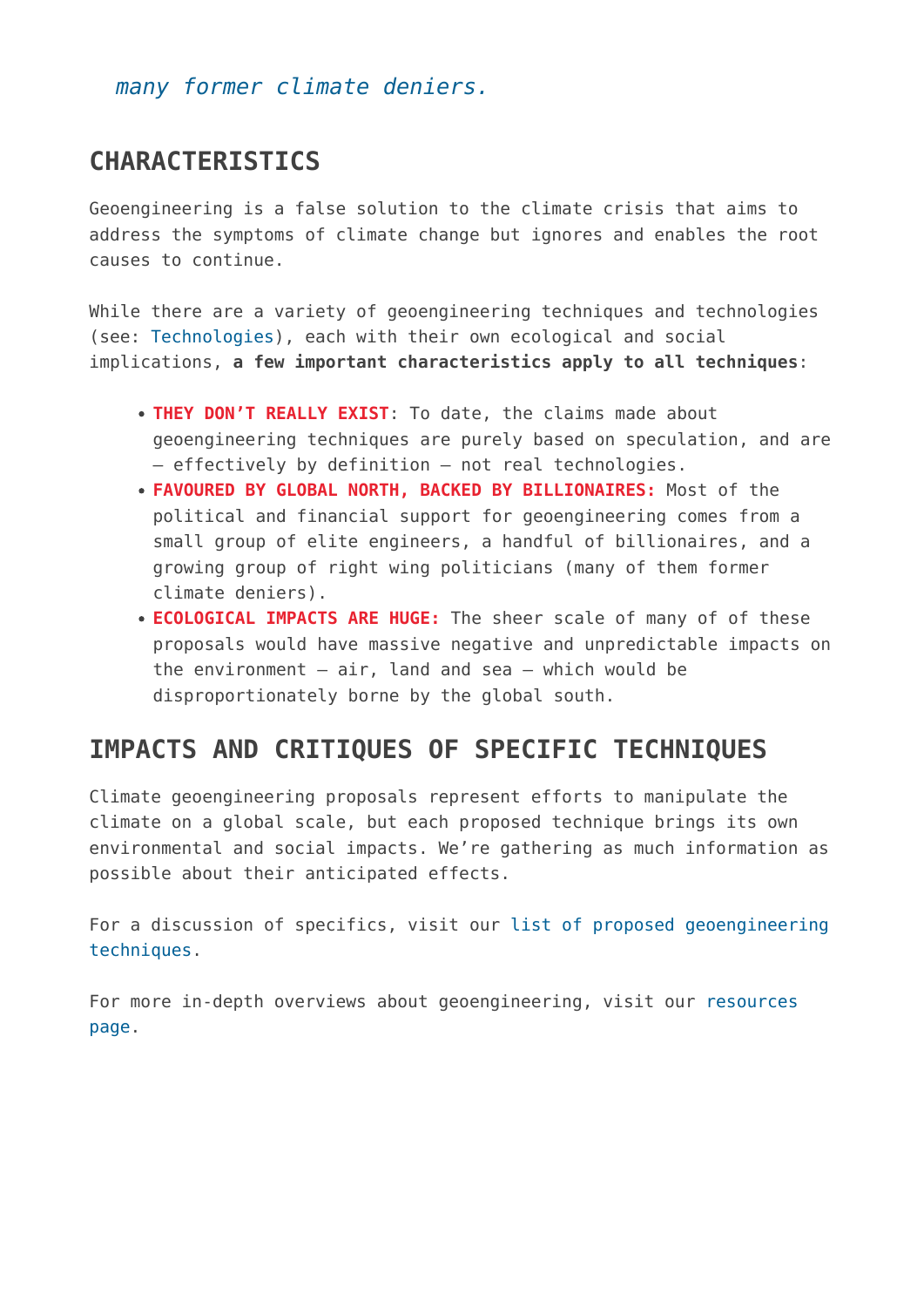*many former climate deniers.*

## CHARACTERISTICS

Geoengineering is a false solution to the climate crisis that aims to address the symptoms of climate change but ignores and enables the root causes to continue.

While there are a variety of geoengineering techniques and technologies (see: Technologies), each with their own ecological and social implications, **a few important characteristics apply to all techniques**:

- **THEY DON'T REALLY EXIST**: To date, the claims made about geoengineering techniques are purely based on speculation, and are – effectively by definition – not real technologies.
- **FAVOURED BY GLOBAL NORTH, BACKED BY BILLIONAIRES:** Most of the political and financial support for geoengineering comes from a small group of elite engineers, a handful of billionaires, and a growing group of right wing politicians (many of them former climate deniers).
- **ECOLOGICAL IMPACTS ARE HUGE:** The sheer scale of many of of these proposals would have massive negative and unpredictable impacts on the environment – air, land and sea – which would be disproportionately borne by the global south.

## IMPACTS AND CRITIQUES OF SPECIFIC TECHNIQUES

Climate geoengineering proposals represent efforts to manipulate the climate on a global scale, but each proposed technique brings its own environmental and social impacts. We're gathering as much information as possible about their anticipated effects.

For a discussion of specifics, visit our list of proposed geoengineering techniques.

For more in-depth overviews about geoengineering, visit our resources page.